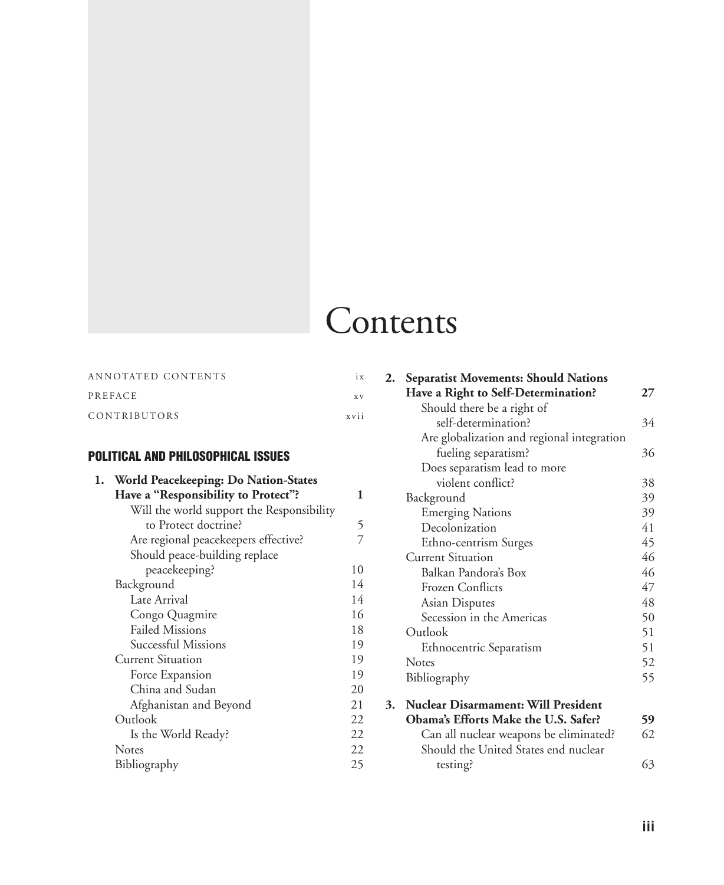# Contents

ANNOTATED CONTENTS ix

PREFACE xv

CONTRIBUTORS xvii

## POLITICAL AND PHILOSOPHICAL ISSUES

**1. World Peacekeeping: Do Nation-States Have a "Responsibility to Protect"? 1**

- Will the world support the Responsibility to Protect doctrine? 5
- Are regional peacekeepers effective? 7
- Should peace-building replace peacekeeping? 10

Background 14

- Late Arrival 14
- Congo Quagmire 16
- Failed Missions 18
- Successful Missions 19

Current Situation 19

- Force Expansion 19
- China and Sudan 20
- Afghanistan and Beyond 21

Outlook 22

- Is the World Ready? 22

Notes 22

Bibliography 25

**2. Separatist Movements: Should Nations Have a Right to Self-Determination? 27**

- Should there be a right of self-determination? 34
- Are globalization and regional integration fueling separatism? 36
- Does separatism lead to more violent conflict? 38

Background 39

- Emerging Nations 39
- Decolonization 41
- Ethno-centrism Surges 45

Current Situation 46

- Balkan Pandora's Box 46
- Frozen Conflicts 47
- Asian Disputes 48
- Secession in the Americas 50

Outlook 51

- Ethnocentric Separatism 51

Notes 52

Bibliography 55

**3. Nuclear Disarmament: Will President Obama's Efforts Make the U.S. Safer? 59**

- Can all nuclear weapons be eliminated? 62
- Should the United States end nuclear testing? 63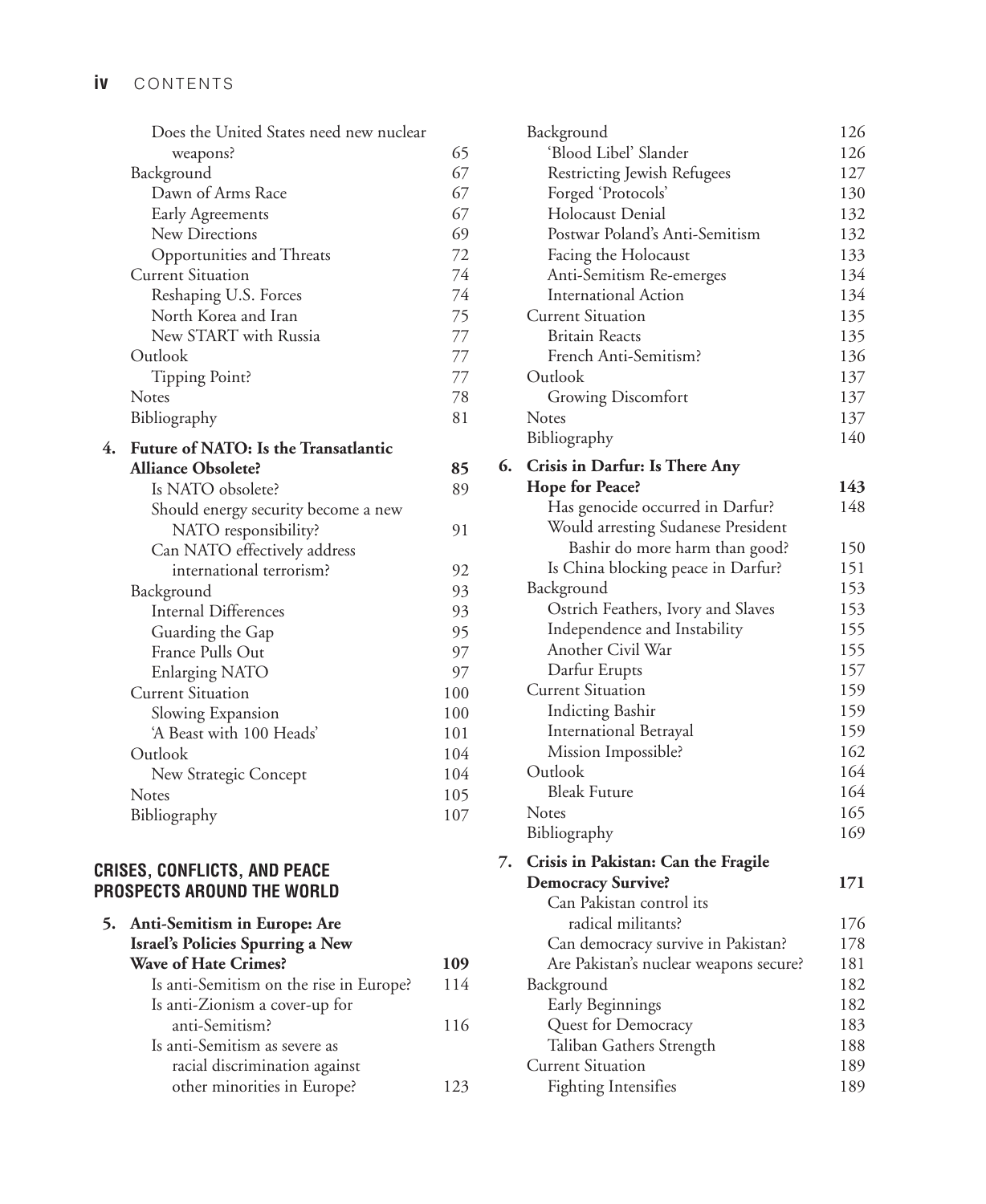Does the United States need new nuclear weapons? 65
Background 67
Dawn of Arms Race 67
Early Agreements 67
New Directions 69
Opportunities and Threats 72
Current Situation 74
Reshaping U.S. Forces 74
North Korea and Iran 75
New START with Russia 77
Outlook 77
Tipping Point? 77
Notes 78
Bibliography 81

**4. Future of NATO: Is the Transatlantic Alliance Obsolete? 85**

Is NATO obsolete? 89
Should energy security become a new NATO responsibility? 91
Can NATO effectively address international terrorism? 92
Background 93
Internal Differences 93
Guarding the Gap 95
France Pulls Out 97
Enlarging NATO 97
Current Situation 100
Slowing Expansion 100
'A Beast with 100 Heads' 101
Outlook 104
New Strategic Concept 104
Notes 105
Bibliography 107

## CRISES, CONFLICTS, AND PEACE PROSPECTS AROUND THE WORLD

**5. Anti-Semitism in Europe: Are Israel's Policies Spurring a New Wave of Hate Crimes? 109**

Is anti-Semitism on the rise in Europe? 114
Is anti-Zionism a cover-up for anti-Semitism? 116
Is anti-Semitism as severe as racial discrimination against other minorities in Europe? 123
Background 126
'Blood Libel' Slander 126
Restricting Jewish Refugees 127
Forged 'Protocols' 130
Holocaust Denial 132
Postwar Poland's Anti-Semitism 132
Facing the Holocaust 133
Anti-Semitism Re-emerges 134
International Action 134
Current Situation 135
Britain Reacts 135
French Anti-Semitism? 136
Outlook 137
Growing Discomfort 137
Notes 137
Bibliography 140

**6. Crisis in Darfur: Is There Any Hope for Peace? 143**

Has genocide occurred in Darfur? 148
Would arresting Sudanese President Bashir do more harm than good? 150
Is China blocking peace in Darfur? 151
Background 153
Ostrich Feathers, Ivory and Slaves 153
Independence and Instability 155
Another Civil War 155
Darfur Erupts 157
Current Situation 159
Indicting Bashir 159
International Betrayal 159
Mission Impossible? 162
Outlook 164
Bleak Future 164
Notes 165
Bibliography 169

**7. Crisis in Pakistan: Can the Fragile Democracy Survive? 171**

Can Pakistan control its radical militants? 176
Can democracy survive in Pakistan? 178
Are Pakistan's nuclear weapons secure? 181
Background 182
Early Beginnings 182
Quest for Democracy 183
Taliban Gathers Strength 188
Current Situation 189
Fighting Intensifies 189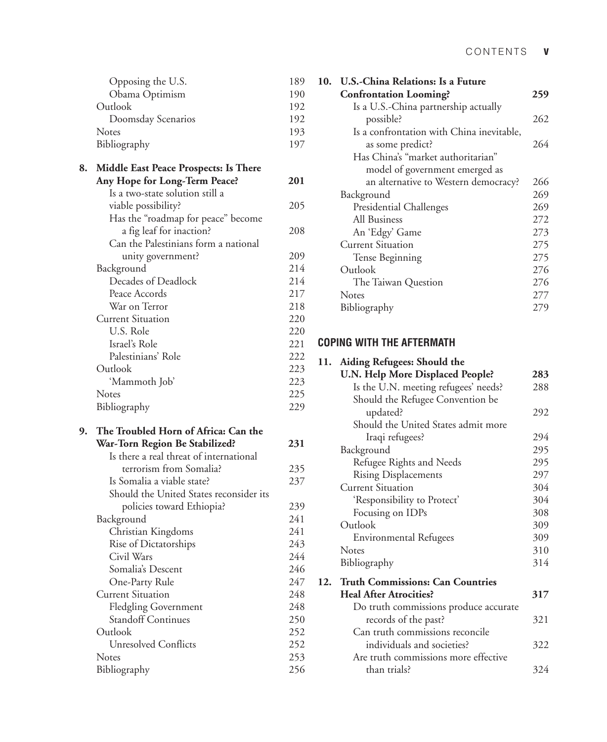Opposing the U.S. 189
Obama Optimism 190
Outlook 192
Doomsday Scenarios 192
Notes 193
Bibliography 197

**8. Middle East Peace Prospects: Is There Any Hope for Long-Term Peace? 201**
Is a two-state solution still a viable possibility? 205
Has the "roadmap for peace" become a fig leaf for inaction? 208
Can the Palestinians form a national unity government? 209
Background 214
Decades of Deadlock 214
Peace Accords 217
War on Terror 218
Current Situation 220
U.S. Role 220
Israel's Role 221
Palestinians' Role 222
Outlook 223
'Mammoth Job' 223
Notes 225
Bibliography 229

**9. The Troubled Horn of Africa: Can the War-Torn Region Be Stabilized? 231**
Is there a real threat of international terrorism from Somalia? 235
Is Somalia a viable state? 237
Should the United States reconsider its policies toward Ethiopia? 239
Background 241
Christian Kingdoms 241
Rise of Dictatorships 243
Civil Wars 244
Somalia's Descent 246
One-Party Rule 247
Current Situation 248
Fledgling Government 248
Standoff Continues 250
Outlook 252
Unresolved Conflicts 252
Notes 253
Bibliography 256

**10. U.S.-China Relations: Is a Future Confrontation Looming? 259**
Is a U.S.-China partnership actually possible? 262
Is a confrontation with China inevitable, as some predict? 264
Has China's "market authoritarian" model of government emerged as an alternative to Western democracy? 266
Background 269
Presidential Challenges 269
All Business 272
An 'Edgy' Game 273
Current Situation 275
Tense Beginning 275
Outlook 276
The Taiwan Question 276
Notes 277
Bibliography 279

## COPING WITH THE AFTERMATH

**11. Aiding Refugees: Should the U.N. Help More Displaced People? 283**
Is the U.N. meeting refugees' needs? 288
Should the Refugee Convention be updated? 292
Should the United States admit more Iraqi refugees? 294
Background 295
Refugee Rights and Needs 295
Rising Displacements 297
Current Situation 304
'Responsibility to Protect' 304
Focusing on IDPs 308
Outlook 309
Environmental Refugees 309
Notes 310
Bibliography 314

**12. Truth Commissions: Can Countries Heal After Atrocities? 317**
Do truth commissions produce accurate records of the past? 321
Can truth commissions reconcile individuals and societies? 322
Are truth commissions more effective than trials? 324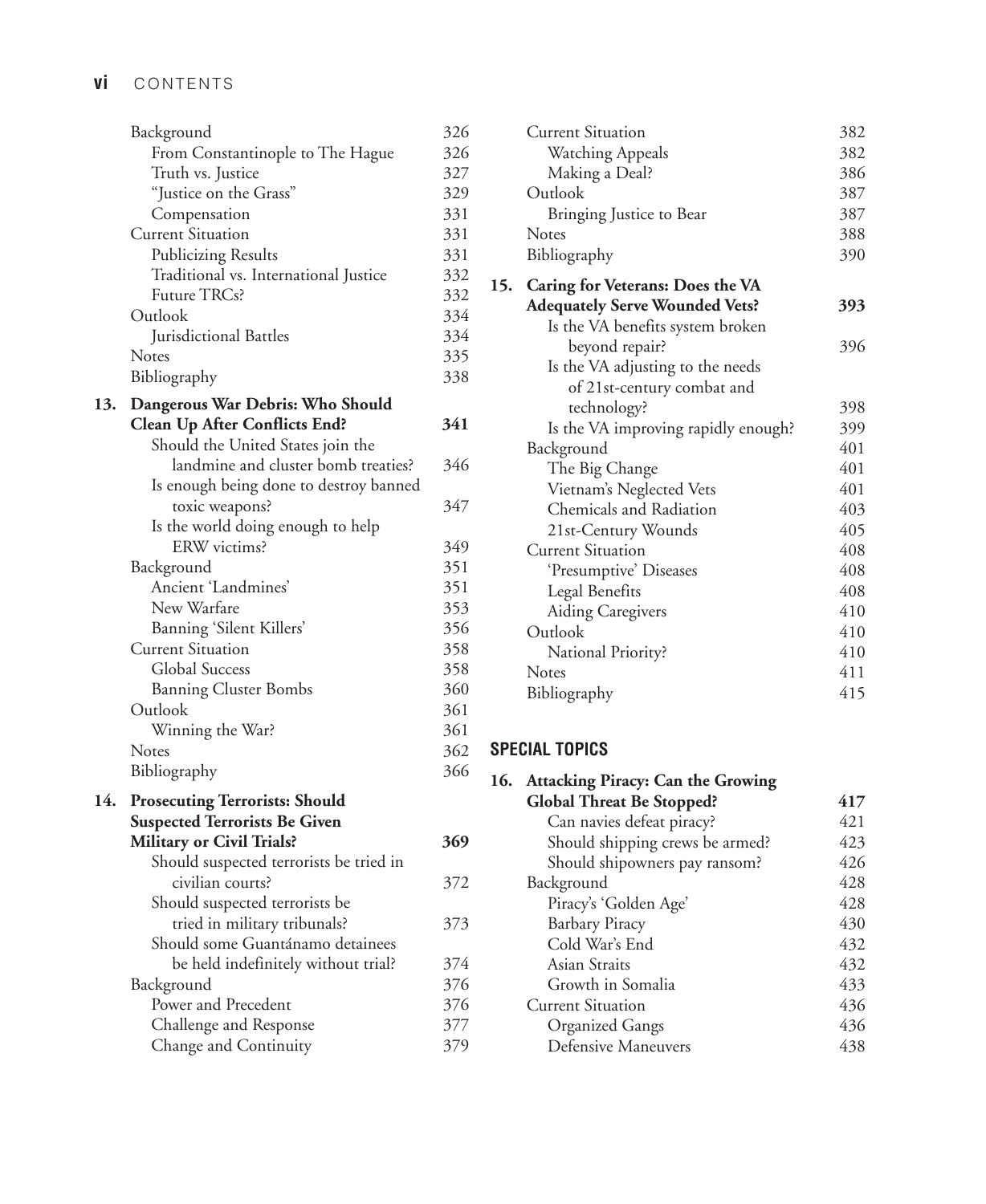Background 326
From Constantinople to The Hague 326
Truth vs. Justice 327
"Justice on the Grass" 329
Compensation 331
Current Situation 331
Publicizing Results 331
Traditional vs. International Justice 332
Future TRCs? 332
Outlook 334
Jurisdictional Battles 334
Notes 335
Bibliography 338

**13. Dangerous War Debris: Who Should Clean Up After Conflicts End? 341**

Should the United States join the landmine and cluster bomb treaties? 346
Is enough being done to destroy banned toxic weapons? 347
Is the world doing enough to help ERW victims? 349
Background 351
Ancient 'Landmines' 351
New Warfare 353
Banning 'Silent Killers' 356
Current Situation 358
Global Success 358
Banning Cluster Bombs 360
Outlook 361
Winning the War? 361
Notes 362
Bibliography 366

**14. Prosecuting Terrorists: Should Suspected Terrorists Be Given Military or Civil Trials? 369**

Should suspected terrorists be tried in civilian courts? 372
Should suspected terrorists be tried in military tribunals? 373
Should some Guantánamo detainees be held indefinitely without trial? 374
Background 376
Power and Precedent 376
Challenge and Response 377
Change and Continuity 379
Current Situation 382
Watching Appeals 382
Making a Deal? 386
Outlook 387
Bringing Justice to Bear 387
Notes 388
Bibliography 390

**15. Caring for Veterans: Does the VA Adequately Serve Wounded Vets? 393**

Is the VA benefits system broken beyond repair? 396
Is the VA adjusting to the needs of 21st-century combat and technology? 398
Is the VA improving rapidly enough? 399
Background 401
The Big Change 401
Vietnam's Neglected Vets 401
Chemicals and Radiation 403
21st-Century Wounds 405
Current Situation 408
'Presumptive' Diseases 408
Legal Benefits 408
Aiding Caregivers 410
Outlook 410
National Priority? 410
Notes 411
Bibliography 415

## SPECIAL TOPICS

**16. Attacking Piracy: Can the Growing Global Threat Be Stopped? 417**

Can navies defeat piracy? 421
Should shipping crews be armed? 423
Should shipowners pay ransom? 426
Background 428
Piracy's 'Golden Age' 428
Barbary Piracy 430
Cold War's End 432
Asian Straits 432
Growth in Somalia 433
Current Situation 436
Organized Gangs 436
Defensive Maneuvers 438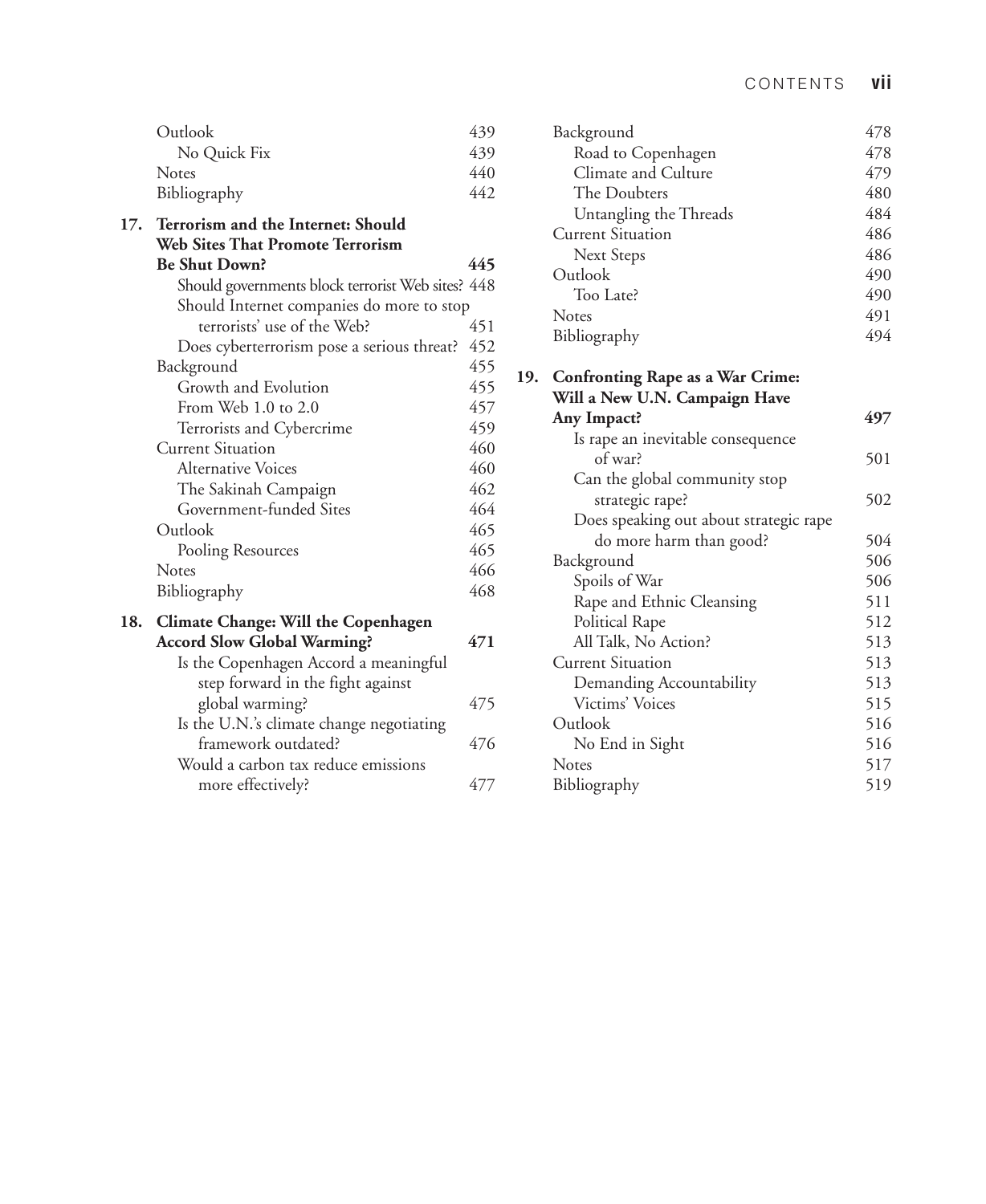Outlook 439

No Quick Fix 439

Notes 440

Bibliography 442

**17. Terrorism and the Internet: Should Web Sites That Promote Terrorism Be Shut Down? 445**

Should governments block terrorist Web sites? 448

Should Internet companies do more to stop terrorists' use of the Web? 451

Does cyberterrorism pose a serious threat? 452

Background 455

Growth and Evolution 455

From Web 1.0 to 2.0 457

Terrorists and Cybercrime 459

Current Situation 460

Alternative Voices 460

The Sakinah Campaign 462

Government-funded Sites 464

Outlook 465

Pooling Resources 465

Notes 466

Bibliography 468

**18. Climate Change: Will the Copenhagen Accord Slow Global Warming? 471**

Is the Copenhagen Accord a meaningful step forward in the fight against global warming? 475

Is the U.N.'s climate change negotiating framework outdated? 476

Would a carbon tax reduce emissions more effectively? 477

Background 478

Road to Copenhagen 478

Climate and Culture 479

The Doubters 480

Untangling the Threads 484

Current Situation 486

Next Steps 486

Outlook 490

Too Late? 490

Notes 491

Bibliography 494

**19. Confronting Rape as a War Crime: Will a New U.N. Campaign Have Any Impact? 497**

Is rape an inevitable consequence of war? 501

Can the global community stop strategic rape? 502

Does speaking out about strategic rape do more harm than good? 504

Background 506

Spoils of War 506

Rape and Ethnic Cleansing 511

Political Rape 512

All Talk, No Action? 513

Current Situation 513

Demanding Accountability 513

Victims' Voices 515

Outlook 516

No End in Sight 516

Notes 517

Bibliography 519